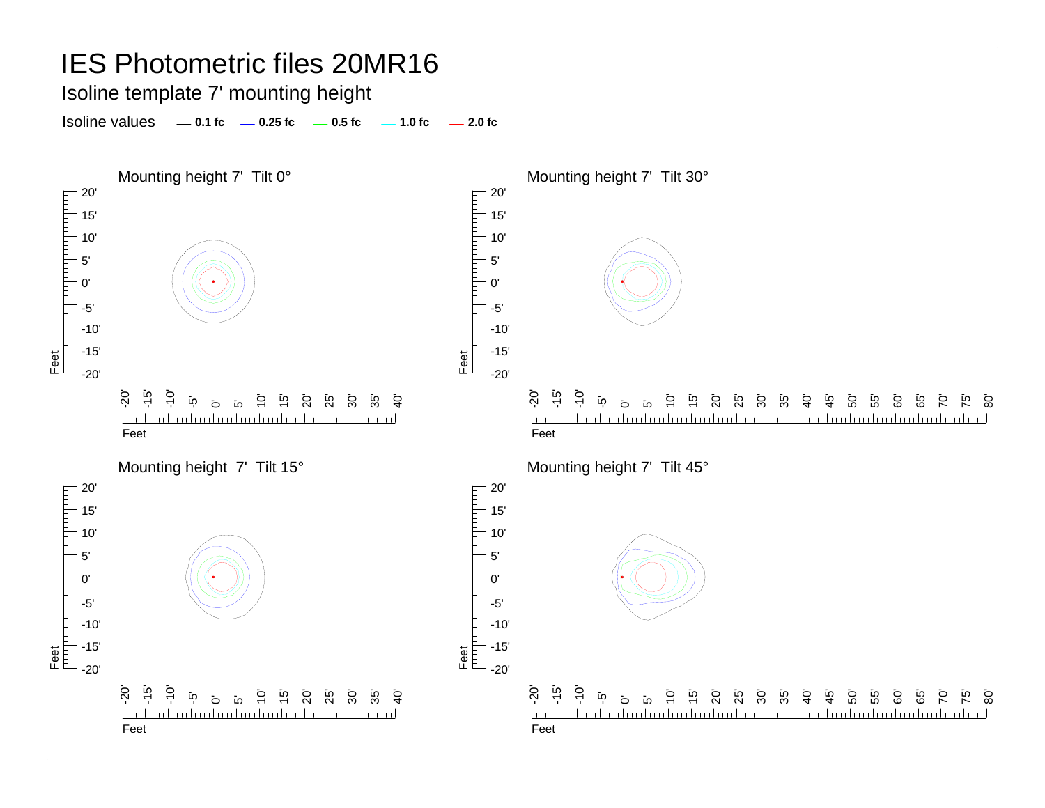# IES Photometric files 20MR16

Isoline template 7' mounting height

Isoline values — 0.1 fc — 0.25 fc — 0.5 fc — 1.0 fc — 2.0 fc

Mounting height 7' Tilt 0°

Mounting height 7' Tilt 30°

Mounting height 7' Tilt 15°

Mounting height 7' Tilt 45°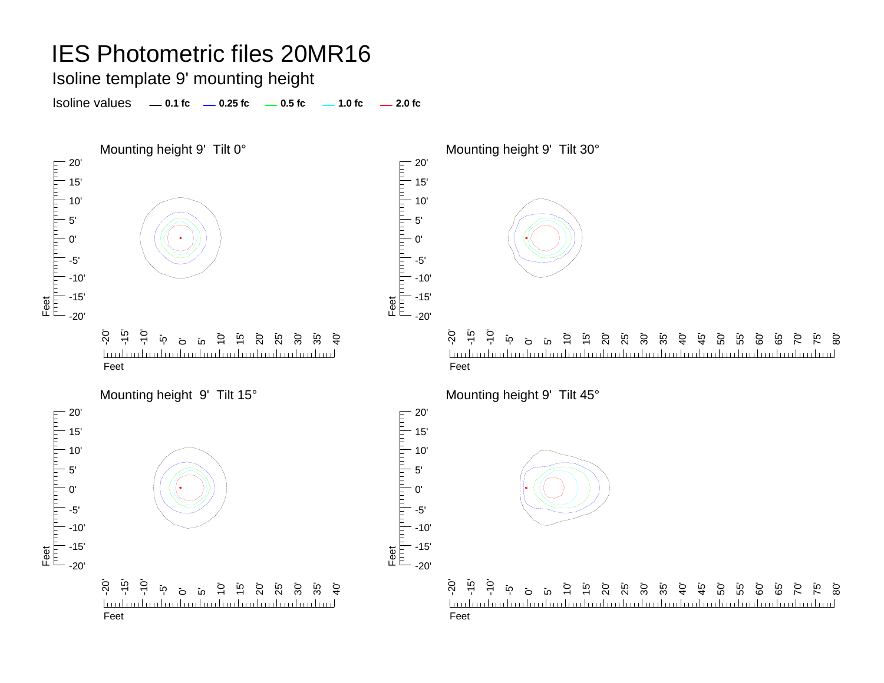# IES Photometric files 20MR16

## Isoline template 9' mounting height

Isoline values — **0.1 fc** — **0.25 fc** — **0.5 fc** — **1.0 fc** — **2.0 fc**

### Mounting height 9' Tilt 0°

### Mounting height 9' Tilt 30°

### Mounting height 9' Tilt 15°

### Mounting height 9' Tilt 45°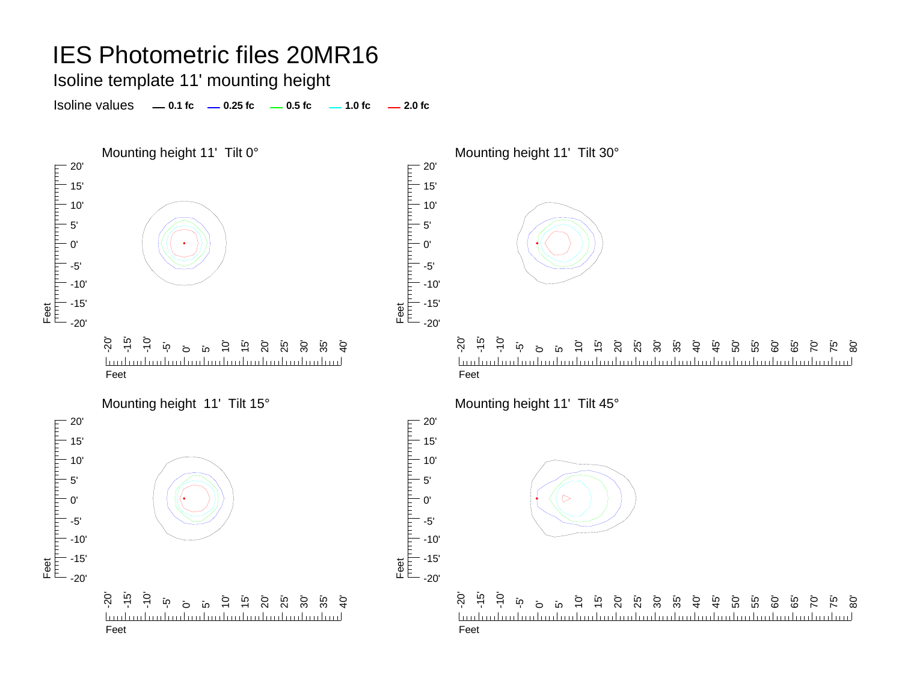# IES Photometric files 20MR16

## Isoline template 11' mounting height

Isoline values — 0.1 fc — 0.25 fc — 0.5 fc — 1.0 fc — 2.0 fc

### Mounting height 11' Tilt 0°

### Mounting height 11' Tilt 30°

### Mounting height 11' Tilt 15°

### Mounting height 11' Tilt 45°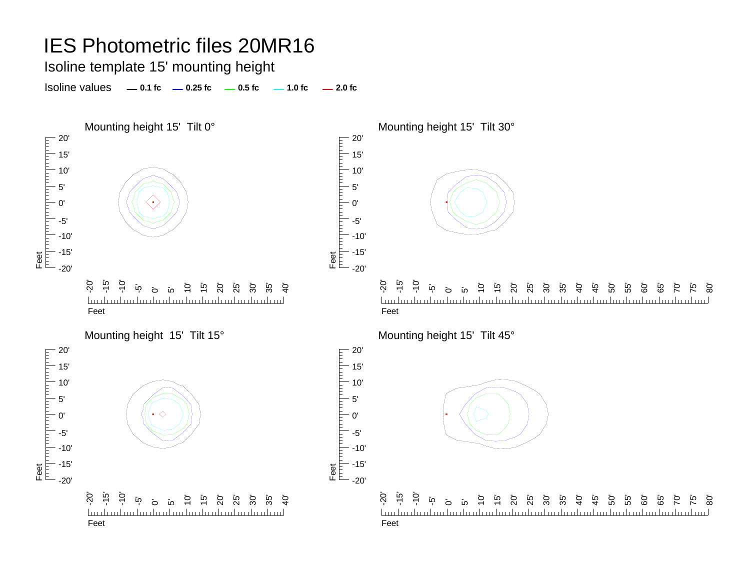# IES Photometric files 20MR16

Isoline template 15' mounting height

Isoline values — 0.1 fc — 0.25 fc — 0.5 fc — 1.0 fc — 2.0 fc

Mounting height 15' Tilt 0°

Mounting height 15' Tilt 30°

Mounting height 15' Tilt 15°

Mounting height 15' Tilt 45°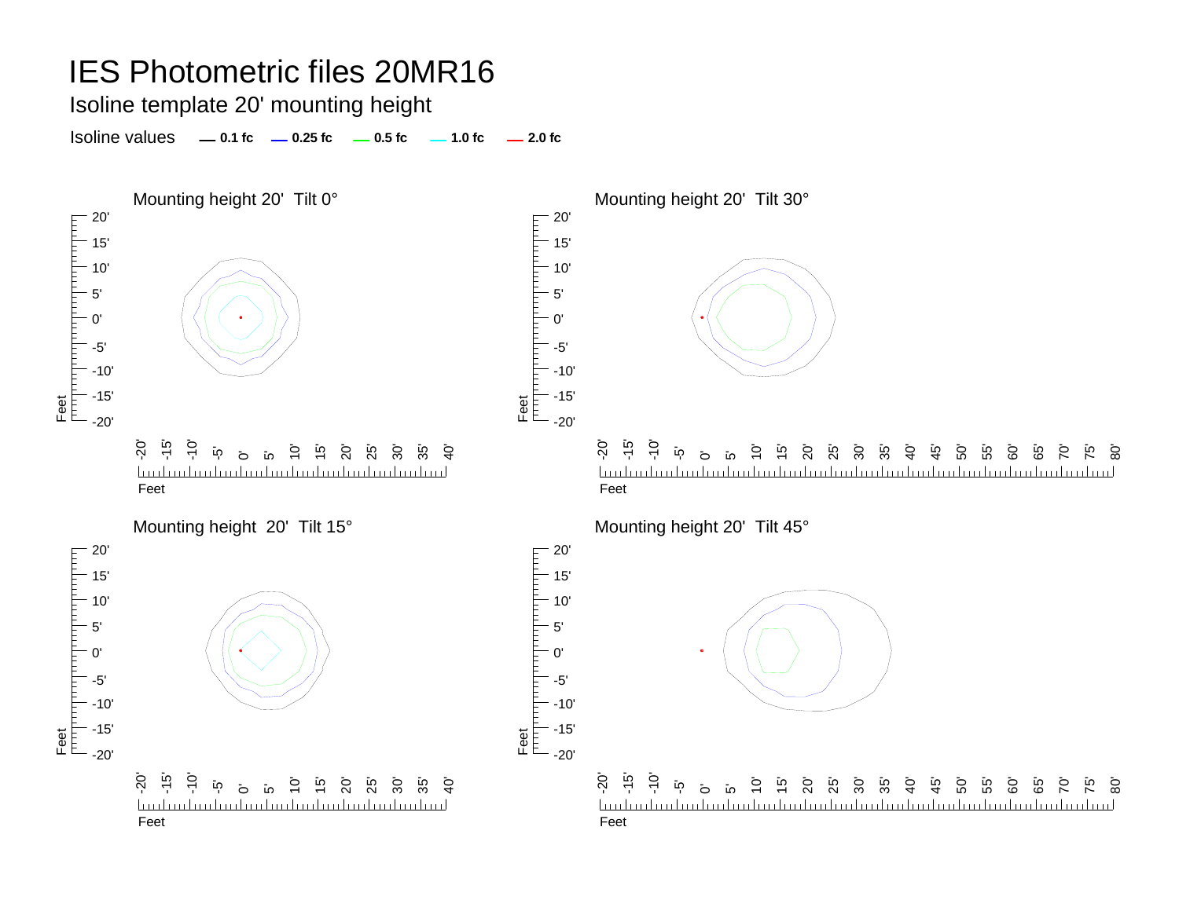# IES Photometric files 20MR16

## Isoline template 20' mounting height

Isoline values — 0.1 fc — 0.25 fc — 0.5 fc — 1.0 fc — 2.0 fc

Mounting height 20' Tilt 0°

Mounting height 20' Tilt 30°

Mounting height 20' Tilt 15°

Mounting height 20' Tilt 45°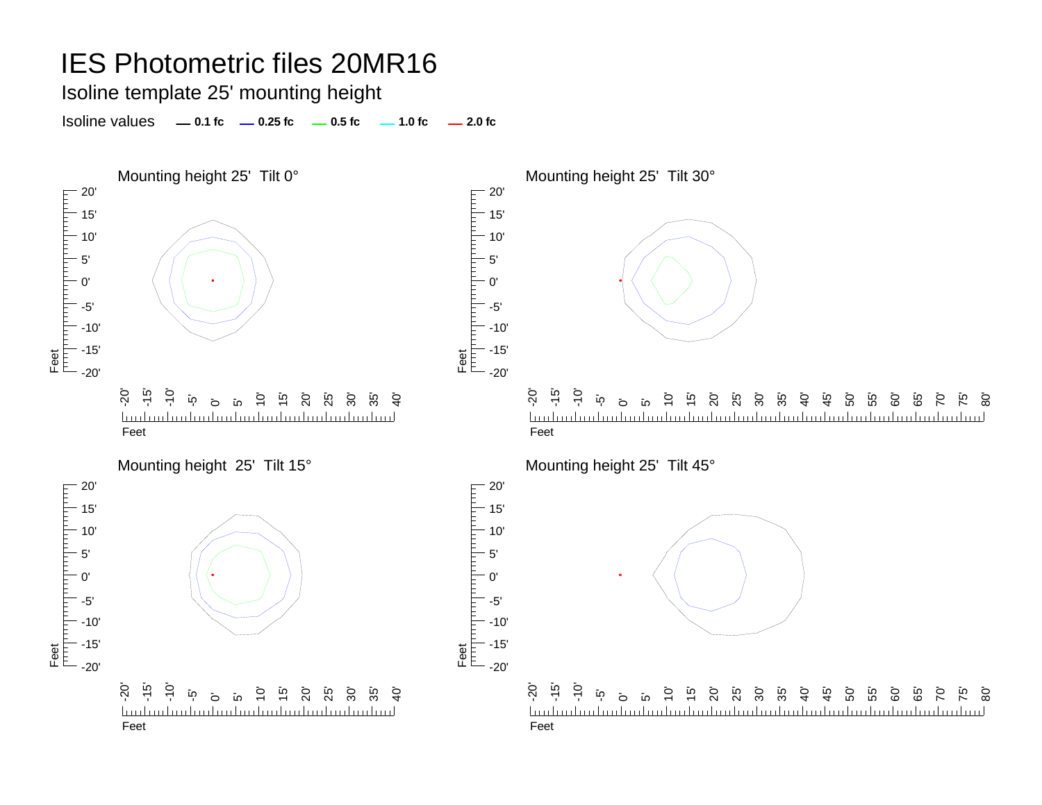# IES Photometric files 20MR16

## Isoline template 25' mounting height

Isoline values — 0.1 fc — 0.25 fc — 0.5 fc — 1.0 fc — 2.0 fc

### Mounting height 25' Tilt 0°

### Mounting height 25' Tilt 30°

### Mounting height 25' Tilt 15°

### Mounting height 25' Tilt 45°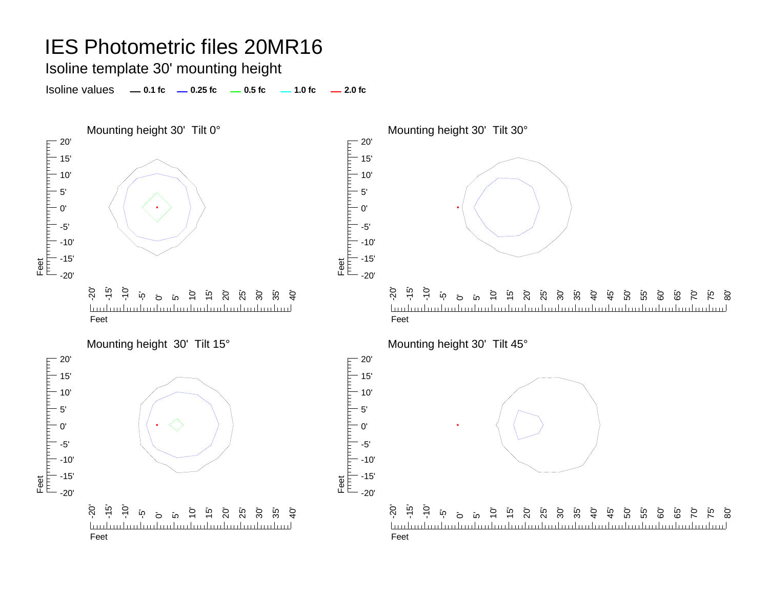# IES Photometric files 20MR16

## Isoline template 30' mounting height

Isoline values — 0.1 fc — 0.25 fc — 0.5 fc — 1.0 fc — 2.0 fc

Mounting height 30' Tilt 0°

20' 15' 10' 5' 0' -5' -10' -15' -20'

Feet

-20' -15' -10' -5' 0' 5' 10' 15' 20' 25' 30' 35' 40'

Feet

Mounting height 30' Tilt 30°

20' 15' 10' 5' 0' -5' -10' -15' -20'

Feet

-20' -15' -10' -5' 0' 5' 10' 15' 20' 25' 30' 35' 40' 45' 50' 55' 60' 65' 70' 75' 80'

Feet

Mounting height 30' Tilt 15°

20' 15' 10' 5' 0' -5' -10' -15' -20'

Feet

-20' -15' -10' -5' 0' 5' 10' 15' 20' 25' 30' 35' 40'

Feet

Mounting height 30' Tilt 45°

20' 15' 10' 5' 0' -5' -10' -15' -20'

Feet

-20' -15' -10' -5' 0' 5' 10' 15' 20' 25' 30' 35' 40' 45' 50' 55' 60' 65' 70' 75' 80'

Feet